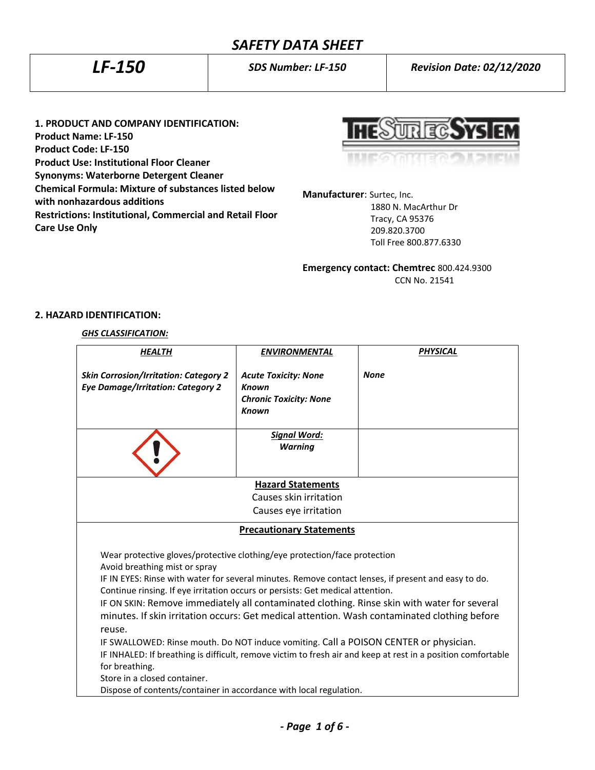# SAFETY DATA SHEET

| LF-150 | SDS Number: LF-150 | Revision Date: 02/12/2020 |
|---|---|---|

**1. PRODUCT AND COMPANY IDENTIFICATION:**
**Product Name: LF-150**
**Product Code: LF-150**
**Product Use: Institutional Floor Cleaner**
**Synonyms: Waterborne Detergent Cleaner**
**Chemical Formula: Mixture of substances listed below with nonhazardous additions**
**Restrictions: Institutional, Commercial and Retail Floor Care Use Only**

**Manufacturer**: Surtec, Inc.
1880 N. MacArthur Dr
Tracy, CA 95376
209.820.3700
Toll Free 800.877.6330

**Emergency contact: Chemtrec** 800.424.9300
CCN No. 21541

**2. HAZARD IDENTIFICATION:**

***GHS CLASSIFICATION:***

| HEALTH | ENVIRONMENTAL | PHYSICAL |
|---|---|---|
| *Skin Corrosion/Irritation: Category 2*<br>*Eye Damage/Irritation: Category 2* | *Acute Toxicity: None Known*<br>*Chronic Toxicity: None Known* | *None* |
| | ***Signal Word:***<br>***Warning*** | |

**Hazard Statements**

Causes skin irritation
Causes eye irritation

**Precautionary Statements**

Wear protective gloves/protective clothing/eye protection/face protection
Avoid breathing mist or spray
IF IN EYES: Rinse with water for several minutes. Remove contact lenses, if present and easy to do. Continue rinsing. If eye irritation occurs or persists: Get medical attention.
IF ON SKIN: Remove immediately all contaminated clothing. Rinse skin with water for several minutes. If skin irritation occurs: Get medical attention. Wash contaminated clothing before reuse.
IF SWALLOWED: Rinse mouth. Do NOT induce vomiting. Call a POISON CENTER or physician.
IF INHALED: If breathing is difficult, remove victim to fresh air and keep at rest in a position comfortable for breathing.
Store in a closed container.
Dispose of contents/container in accordance with local regulation.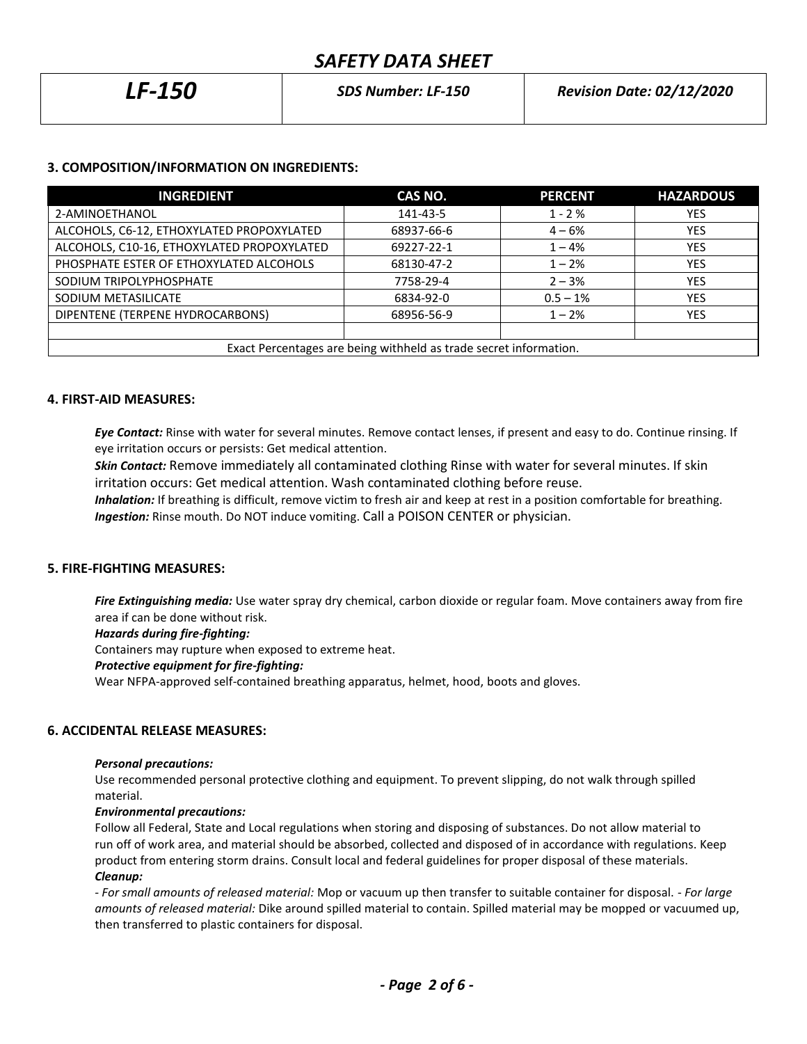# SAFETY DATA SHEET

| LF-150 | SDS Number: LF-150 | Revision Date: 02/12/2020 |
|---|---|---|

## 3. COMPOSITION/INFORMATION ON INGREDIENTS:

| INGREDIENT | CAS NO. | PERCENT | HAZARDOUS |
|---|---|---|---|
| 2-AMINOETHANOL | 141-43-5 | 1 - 2 % | YES |
| ALCOHOLS, C6-12, ETHOXYLATED PROPOXYLATED | 68937-66-6 | 4 – 6% | YES |
| ALCOHOLS, C10-16, ETHOXYLATED PROPOXYLATED | 69227-22-1 | 1 – 4% | YES |
| PHOSPHATE ESTER OF ETHOXYLATED ALCOHOLS | 68130-47-2 | 1 – 2% | YES |
| SODIUM TRIPOLYPHOSPHATE | 7758-29-4 | 2 – 3% | YES |
| SODIUM METASILICATE | 6834-92-0 | 0.5 – 1% | YES |
| DIPENTENE (TERPENE HYDROCARBONS) | 68956-56-9 | 1 – 2% | YES |
| | | | |
| Exact Percentages are being withheld as trade secret information. | | | |

## 4. FIRST-AID MEASURES:

***Eye Contact:*** Rinse with water for several minutes. Remove contact lenses, if present and easy to do. Continue rinsing. If eye irritation occurs or persists: Get medical attention.

***Skin Contact:*** Remove immediately all contaminated clothing Rinse with water for several minutes. If skin irritation occurs: Get medical attention. Wash contaminated clothing before reuse.

***Inhalation:*** If breathing is difficult, remove victim to fresh air and keep at rest in a position comfortable for breathing.

***Ingestion:*** Rinse mouth. Do NOT induce vomiting. Call a POISON CENTER or physician.

## 5. FIRE-FIGHTING MEASURES:

***Fire Extinguishing media:*** Use water spray dry chemical, carbon dioxide or regular foam. Move containers away from fire area if can be done without risk.

***Hazards during fire-fighting:***

Containers may rupture when exposed to extreme heat.

***Protective equipment for fire-fighting:***

Wear NFPA-approved self-contained breathing apparatus, helmet, hood, boots and gloves.

## 6. ACCIDENTAL RELEASE MEASURES:

***Personal precautions:***

Use recommended personal protective clothing and equipment. To prevent slipping, do not walk through spilled material.

***Environmental precautions:***

Follow all Federal, State and Local regulations when storing and disposing of substances. Do not allow material to run off of work area, and material should be absorbed, collected and disposed of in accordance with regulations. Keep product from entering storm drains. Consult local and federal guidelines for proper disposal of these materials.

***Cleanup:***

*- For small amounts of released material:* Mop or vacuum up then transfer to suitable container for disposal. *- For large amounts of released material:* Dike around spilled material to contain. Spilled material may be mopped or vacuumed up, then transferred to plastic containers for disposal.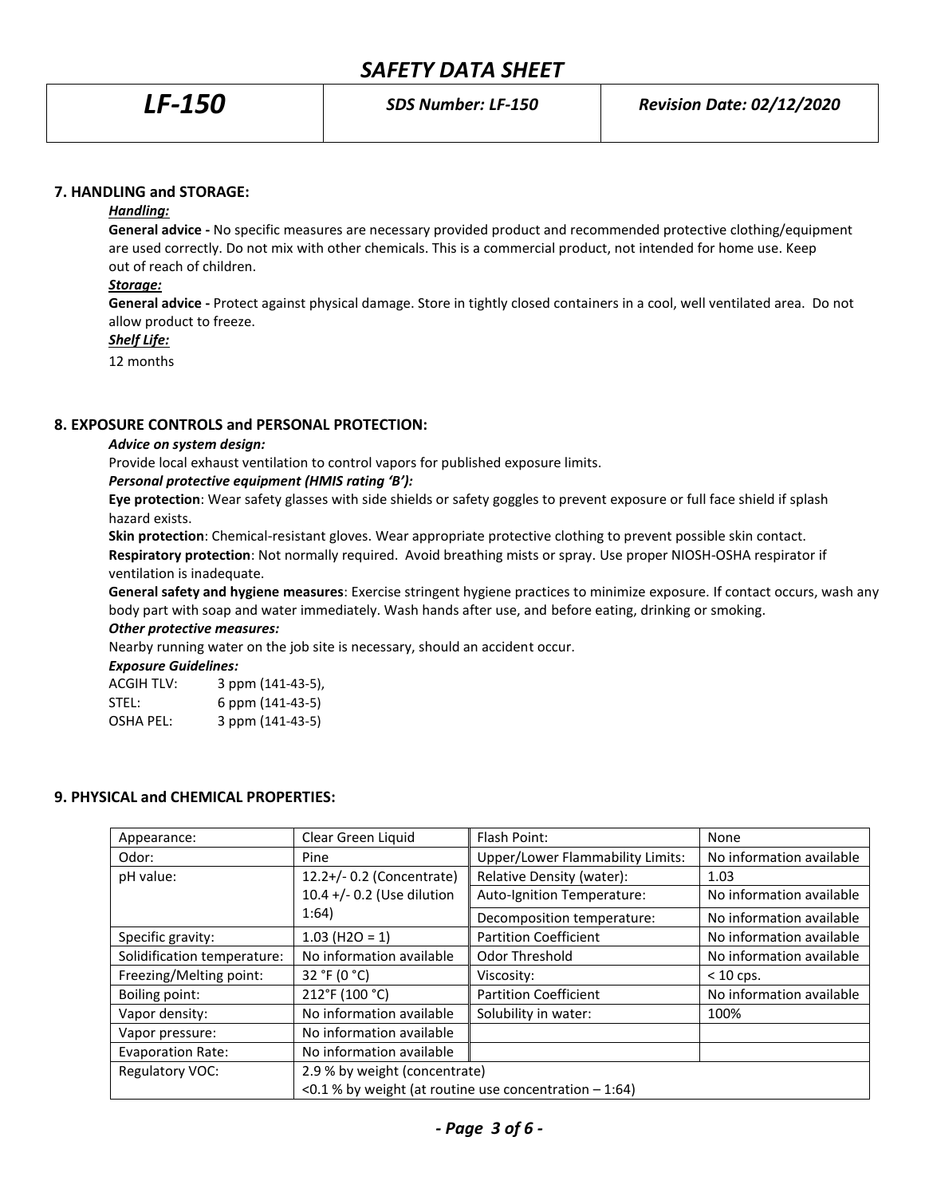## 7. HANDLING and STORAGE:

***Handling:***

**General advice -** No specific measures are necessary provided product and recommended protective clothing/equipment are used correctly. Do not mix with other chemicals. This is a commercial product, not intended for home use. Keep out of reach of children.

***Storage:***

**General advice -** Protect against physical damage. Store in tightly closed containers in a cool, well ventilated area. Do not allow product to freeze.

***Shelf Life:***

12 months

## 8. EXPOSURE CONTROLS and PERSONAL PROTECTION:

***Advice on system design:***

Provide local exhaust ventilation to control vapors for published exposure limits.

***Personal protective equipment (HMIS rating 'B'):***

**Eye protection**: Wear safety glasses with side shields or safety goggles to prevent exposure or full face shield if splash hazard exists.

**Skin protection**: Chemical-resistant gloves. Wear appropriate protective clothing to prevent possible skin contact.

**Respiratory protection**: Not normally required. Avoid breathing mists or spray. Use proper NIOSH-OSHA respirator if ventilation is inadequate.

**General safety and hygiene measures**: Exercise stringent hygiene practices to minimize exposure. If contact occurs, wash any body part with soap and water immediately. Wash hands after use, and before eating, drinking or smoking.

***Other protective measures:***

Nearby running water on the job site is necessary, should an accident occur.

***Exposure Guidelines:***

ACGIH TLV: 3 ppm (141-43-5),
STEL: 6 ppm (141-43-5)
OSHA PEL: 3 ppm (141-43-5)

## 9. PHYSICAL and CHEMICAL PROPERTIES:

| Appearance: | Clear Green Liquid | Flash Point: | None |
|---|---|---|---|
| Odor: | Pine | Upper/Lower Flammability Limits: | No information available |
| pH value: | 12.2+/- 0.2 (Concentrate) 10.4 +/- 0.2 (Use dilution 1:64) | Relative Density (water): | 1.03 |
| | | Auto-Ignition Temperature: | No information available |
| | | Decomposition temperature: | No information available |
| Specific gravity: | 1.03 ($H_2O$ = 1) | Partition Coefficient | No information available |
| Solidification temperature: | No information available | Odor Threshold | No information available |
| Freezing/Melting point: | 32 °F (0 °C) | Viscosity: | < 10 cps. |
| Boiling point: | 212°F (100 °C) | Partition Coefficient | No information available |
| Vapor density: | No information available | Solubility in water: | 100% |
| Vapor pressure: | No information available | | |
| Evaporation Rate: | No information available | | |
| Regulatory VOC: | 2.9 % by weight (concentrate) <0.1 % by weight (at routine use concentration – 1:64) | | |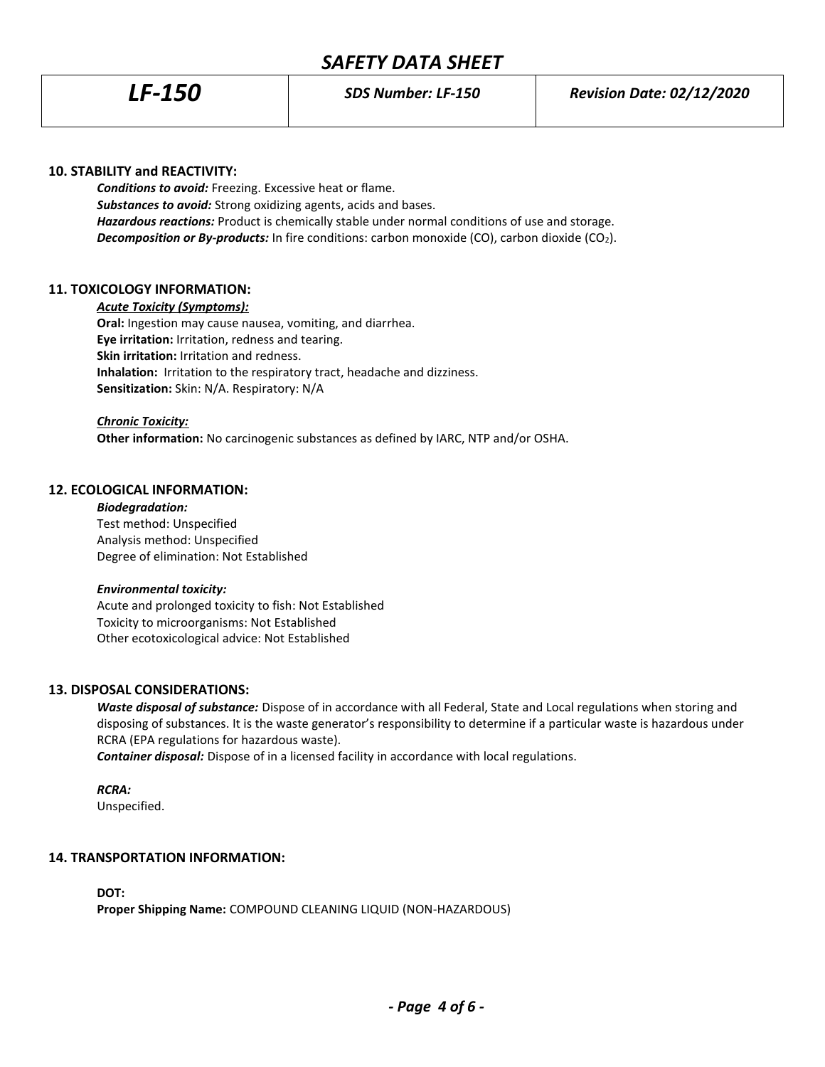## 10. STABILITY and REACTIVITY:

***Conditions to avoid:*** Freezing. Excessive heat or flame.
***Substances to avoid:*** Strong oxidizing agents, acids and bases.
***Hazardous reactions:*** Product is chemically stable under normal conditions of use and storage.
***Decomposition or By-products:*** In fire conditions: carbon monoxide (CO), carbon dioxide ($CO_2$).

## 11. TOXICOLOGY INFORMATION:

***Acute Toxicity (Symptoms):***
**Oral:** Ingestion may cause nausea, vomiting, and diarrhea.
**Eye irritation:** Irritation, redness and tearing.
**Skin irritation:** Irritation and redness.
**Inhalation:** Irritation to the respiratory tract, headache and dizziness.
**Sensitization:** Skin: N/A. Respiratory: N/A

***Chronic Toxicity:***
**Other information:** No carcinogenic substances as defined by IARC, NTP and/or OSHA.

## 12. ECOLOGICAL INFORMATION:

***Biodegradation:***
Test method: Unspecified
Analysis method: Unspecified
Degree of elimination: Not Established

***Environmental toxicity:***
Acute and prolonged toxicity to fish: Not Established
Toxicity to microorganisms: Not Established
Other ecotoxicological advice: Not Established

## 13. DISPOSAL CONSIDERATIONS:

***Waste disposal of substance:*** Dispose of in accordance with all Federal, State and Local regulations when storing and disposing of substances. It is the waste generator's responsibility to determine if a particular waste is hazardous under RCRA (EPA regulations for hazardous waste).
***Container disposal:*** Dispose of in a licensed facility in accordance with local regulations.

***RCRA:***
Unspecified.

## 14. TRANSPORTATION INFORMATION:

**DOT:**
**Proper Shipping Name:** COMPOUND CLEANING LIQUID (NON-HAZARDOUS)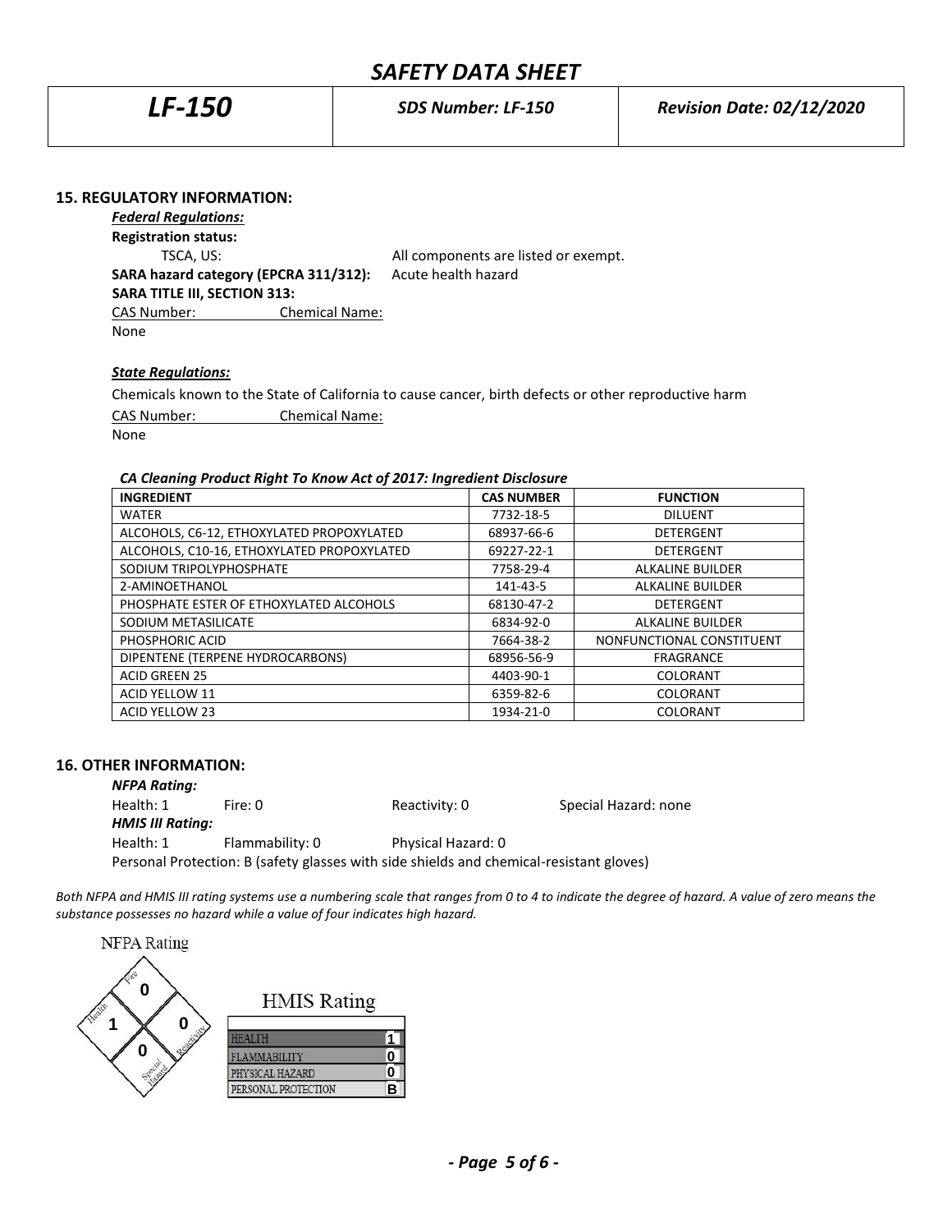## 15. REGULATORY INFORMATION:

***Federal Regulations:***

**Registration status:**

TSCA, US: All components are listed or exempt.

**SARA hazard category (EPCRA 311/312):** Acute health hazard

**SARA TITLE III, SECTION 313:**

| CAS Number: | Chemical Name: |
|---|---|
| None | |

***State Regulations:***

Chemicals known to the State of California to cause cancer, birth defects or other reproductive harm

| CAS Number: | Chemical Name: |
|---|---|
| None | |

***CA Cleaning Product Right To Know Act of 2017: Ingredient Disclosure***

| INGREDIENT | CAS NUMBER | FUNCTION |
|---|---|---|
| WATER | 7732-18-5 | DILUENT |
| ALCOHOLS, C6-12, ETHOXYLATED PROPOXYLATED | 68937-66-6 | DETERGENT |
| ALCOHOLS, C10-16, ETHOXYLATED PROPOXYLATED | 69227-22-1 | DETERGENT |
| SODIUM TRIPOLYPHOSPHATE | 7758-29-4 | ALKALINE BUILDER |
| 2-AMINOETHANOL | 141-43-5 | ALKALINE BUILDER |
| PHOSPHATE ESTER OF ETHOXYLATED ALCOHOLS | 68130-47-2 | DETERGENT |
| SODIUM METASILICATE | 6834-92-0 | ALKALINE BUILDER |
| PHOSPHORIC ACID | 7664-38-2 | NONFUNCTIONAL CONSTITUENT |
| DIPENTENE (TERPENE HYDROCARBONS) | 68956-56-9 | FRAGRANCE |
| ACID GREEN 25 | 4403-90-1 | COLORANT |
| ACID YELLOW 11 | 6359-82-6 | COLORANT |
| ACID YELLOW 23 | 1934-21-0 | COLORANT |

## 16. OTHER INFORMATION:

***NFPA Rating:***

Health: 1 Fire: 0 Reactivity: 0 Special Hazard: none

***HMIS III Rating:***

Health: 1 Flammability: 0 Physical Hazard: 0

Personal Protection: B (safety glasses with side shields and chemical-resistant gloves)

*Both NFPA and HMIS III rating systems use a numbering scale that ranges from 0 to 4 to indicate the degree of hazard. A value of zero means the substance possesses no hazard while a value of four indicates high hazard.*

NFPA Rating

| Fire | Health | Reactivity | Special Hazard |
|---|---|---|---|
| 0 | 1 | 0 | 0 |

HMIS Rating

| | |
|---|---|
| HEALTH | 1 |
| FLAMMABILITY | 0 |
| PHYSICAL HAZARD | 0 |
| PERSONAL PROTECTION | B |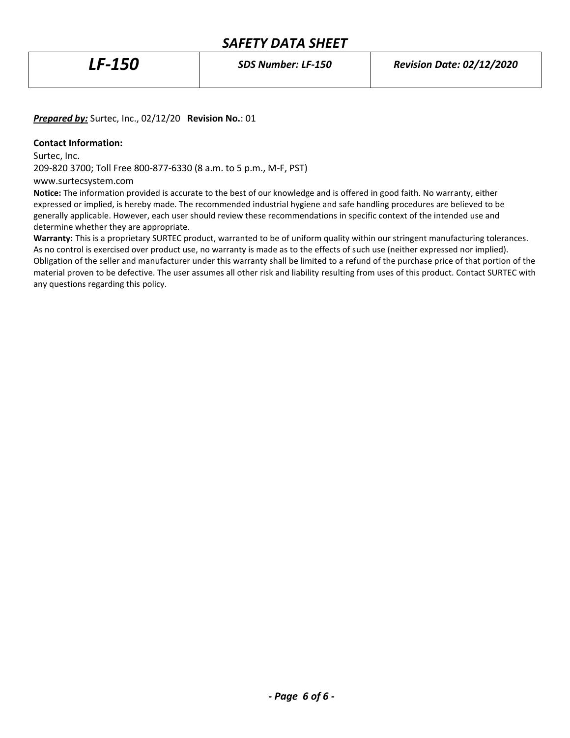***Prepared by:*** Surtec, Inc., 02/12/20 **Revision No.**: 01

**Contact Information:**

Surtec, Inc.

209-820 3700; Toll Free 800-877-6330 (8 a.m. to 5 p.m., M-F, PST)

www.surtecsystem.com

**Notice:** The information provided is accurate to the best of our knowledge and is offered in good faith. No warranty, either expressed or implied, is hereby made. The recommended industrial hygiene and safe handling procedures are believed to be generally applicable. However, each user should review these recommendations in specific context of the intended use and determine whether they are appropriate.

**Warranty:** This is a proprietary SURTEC product, warranted to be of uniform quality within our stringent manufacturing tolerances. As no control is exercised over product use, no warranty is made as to the effects of such use (neither expressed nor implied). Obligation of the seller and manufacturer under this warranty shall be limited to a refund of the purchase price of that portion of the material proven to be defective. The user assumes all other risk and liability resulting from uses of this product. Contact SURTEC with any questions regarding this policy.